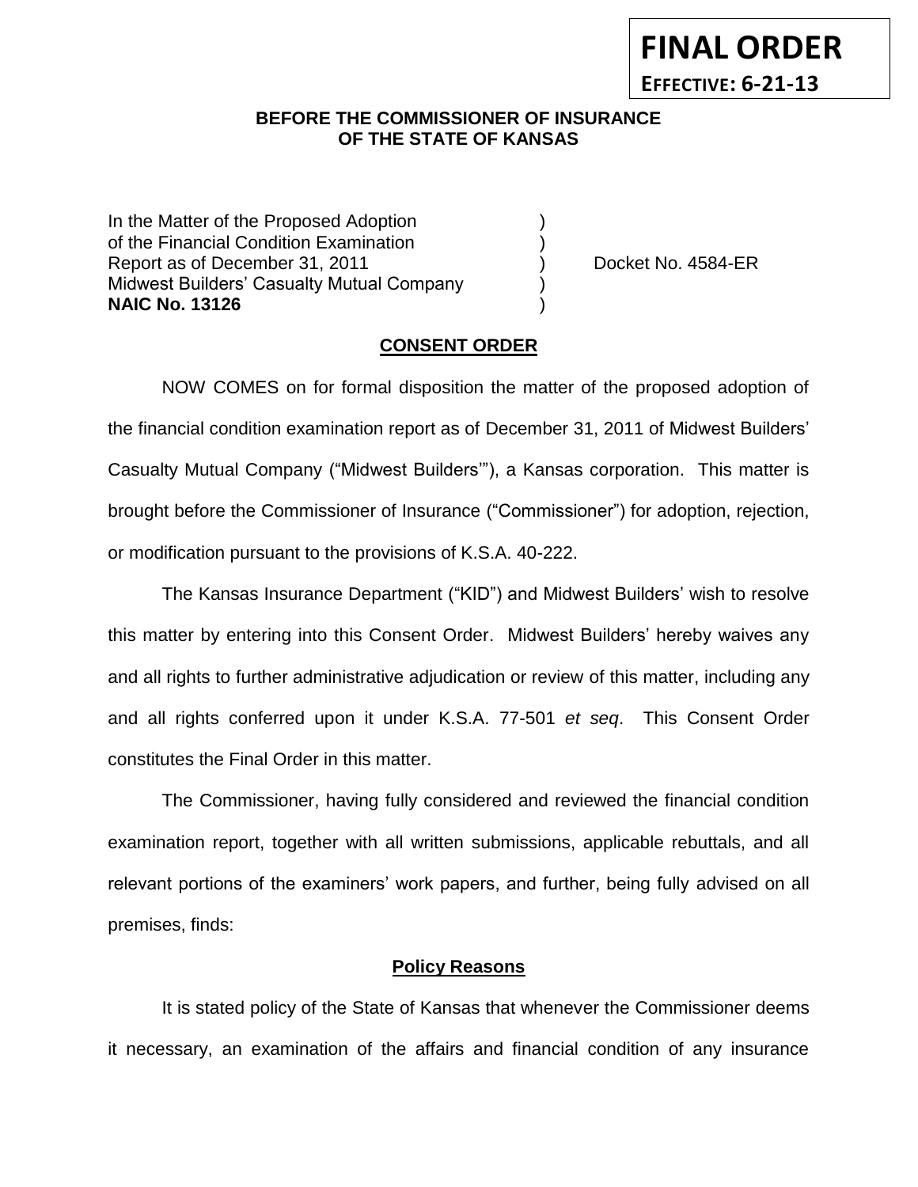**FINAL ORDER**
**EFFECTIVE: 6-21-13**

**BEFORE THE COMMISSIONER OF INSURANCE**
**OF THE STATE OF KANSAS**

| | | |
|---|---|---|
| In the Matter of the Proposed Adoption | ) | |
| of the Financial Condition Examination | ) | |
| Report as of December 31, 2011 | ) | Docket No. 4584-ER |
| Midwest Builders' Casualty Mutual Company | ) | |
| **NAIC No. 13126** | ) | |

## CONSENT ORDER

NOW COMES on for formal disposition the matter of the proposed adoption of the financial condition examination report as of December 31, 2011 of Midwest Builders' Casualty Mutual Company ("Midwest Builders'"), a Kansas corporation. This matter is brought before the Commissioner of Insurance ("Commissioner") for adoption, rejection, or modification pursuant to the provisions of K.S.A. 40-222.

The Kansas Insurance Department ("KID") and Midwest Builders' wish to resolve this matter by entering into this Consent Order. Midwest Builders' hereby waives any and all rights to further administrative adjudication or review of this matter, including any and all rights conferred upon it under K.S.A. 77-501 *et seq*. This Consent Order constitutes the Final Order in this matter.

The Commissioner, having fully considered and reviewed the financial condition examination report, together with all written submissions, applicable rebuttals, and all relevant portions of the examiners' work papers, and further, being fully advised on all premises, finds:

### Policy Reasons

It is stated policy of the State of Kansas that whenever the Commissioner deems it necessary, an examination of the affairs and financial condition of any insurance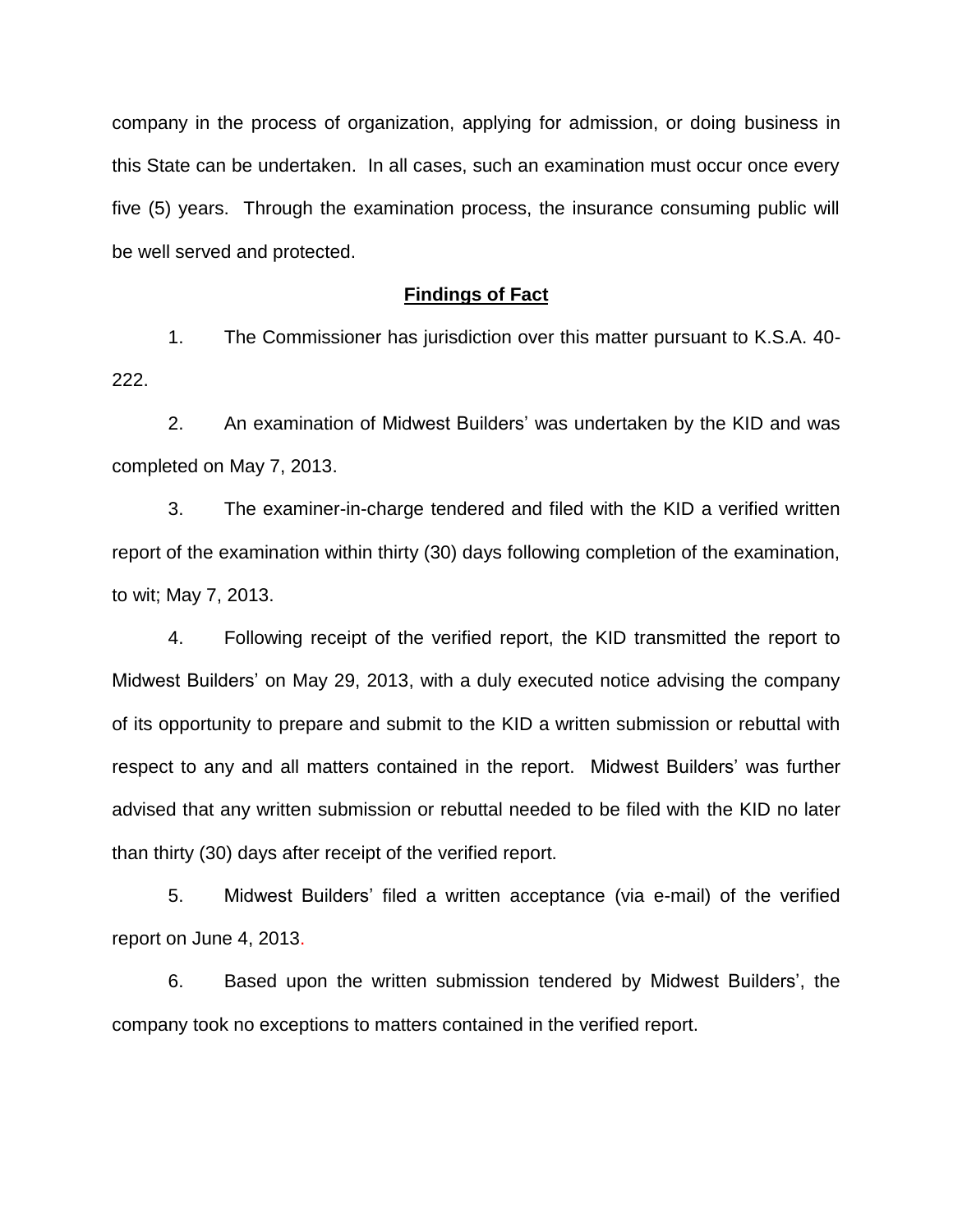company in the process of organization, applying for admission, or doing business in this State can be undertaken. In all cases, such an examination must occur once every five (5) years. Through the examination process, the insurance consuming public will be well served and protected.

## **Findings of Fact**

1. The Commissioner has jurisdiction over this matter pursuant to K.S.A. 40-222.

2. An examination of Midwest Builders' was undertaken by the KID and was completed on May 7, 2013.

3. The examiner-in-charge tendered and filed with the KID a verified written report of the examination within thirty (30) days following completion of the examination, to wit; May 7, 2013.

4. Following receipt of the verified report, the KID transmitted the report to Midwest Builders' on May 29, 2013, with a duly executed notice advising the company of its opportunity to prepare and submit to the KID a written submission or rebuttal with respect to any and all matters contained in the report. Midwest Builders' was further advised that any written submission or rebuttal needed to be filed with the KID no later than thirty (30) days after receipt of the verified report.

5. Midwest Builders' filed a written acceptance (via e-mail) of the verified report on June 4, 2013.

6. Based upon the written submission tendered by Midwest Builders', the company took no exceptions to matters contained in the verified report.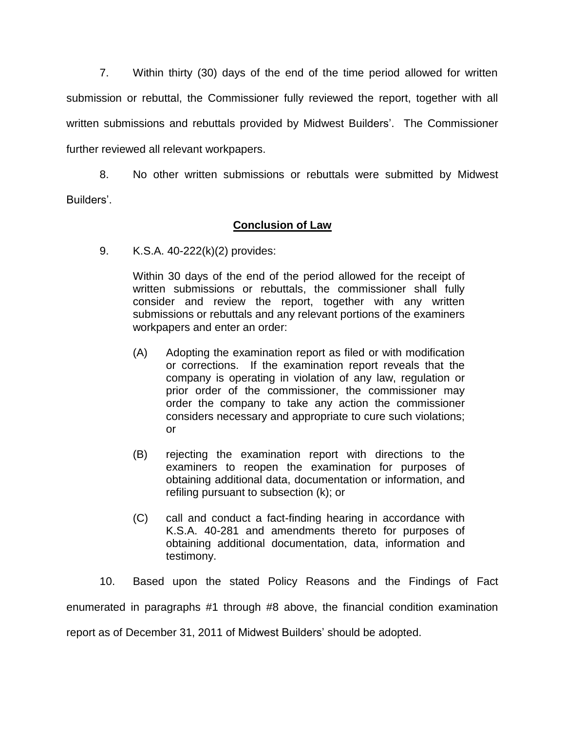7. Within thirty (30) days of the end of the time period allowed for written submission or rebuttal, the Commissioner fully reviewed the report, together with all written submissions and rebuttals provided by Midwest Builders'. The Commissioner further reviewed all relevant workpapers.

8. No other written submissions or rebuttals were submitted by Midwest Builders'.

## **Conclusion of Law**

9. K.S.A. 40-222(k)(2) provides:

> Within 30 days of the end of the period allowed for the receipt of written submissions or rebuttals, the commissioner shall fully consider and review the report, together with any written submissions or rebuttals and any relevant portions of the examiners workpapers and enter an order:
>
> (A) Adopting the examination report as filed or with modification or corrections. If the examination report reveals that the company is operating in violation of any law, regulation or prior order of the commissioner, the commissioner may order the company to take any action the commissioner considers necessary and appropriate to cure such violations; or
>
> (B) rejecting the examination report with directions to the examiners to reopen the examination for purposes of obtaining additional data, documentation or information, and refiling pursuant to subsection (k); or
>
> (C) call and conduct a fact-finding hearing in accordance with K.S.A. 40-281 and amendments thereto for purposes of obtaining additional documentation, data, information and testimony.

10. Based upon the stated Policy Reasons and the Findings of Fact enumerated in paragraphs #1 through #8 above, the financial condition examination report as of December 31, 2011 of Midwest Builders' should be adopted.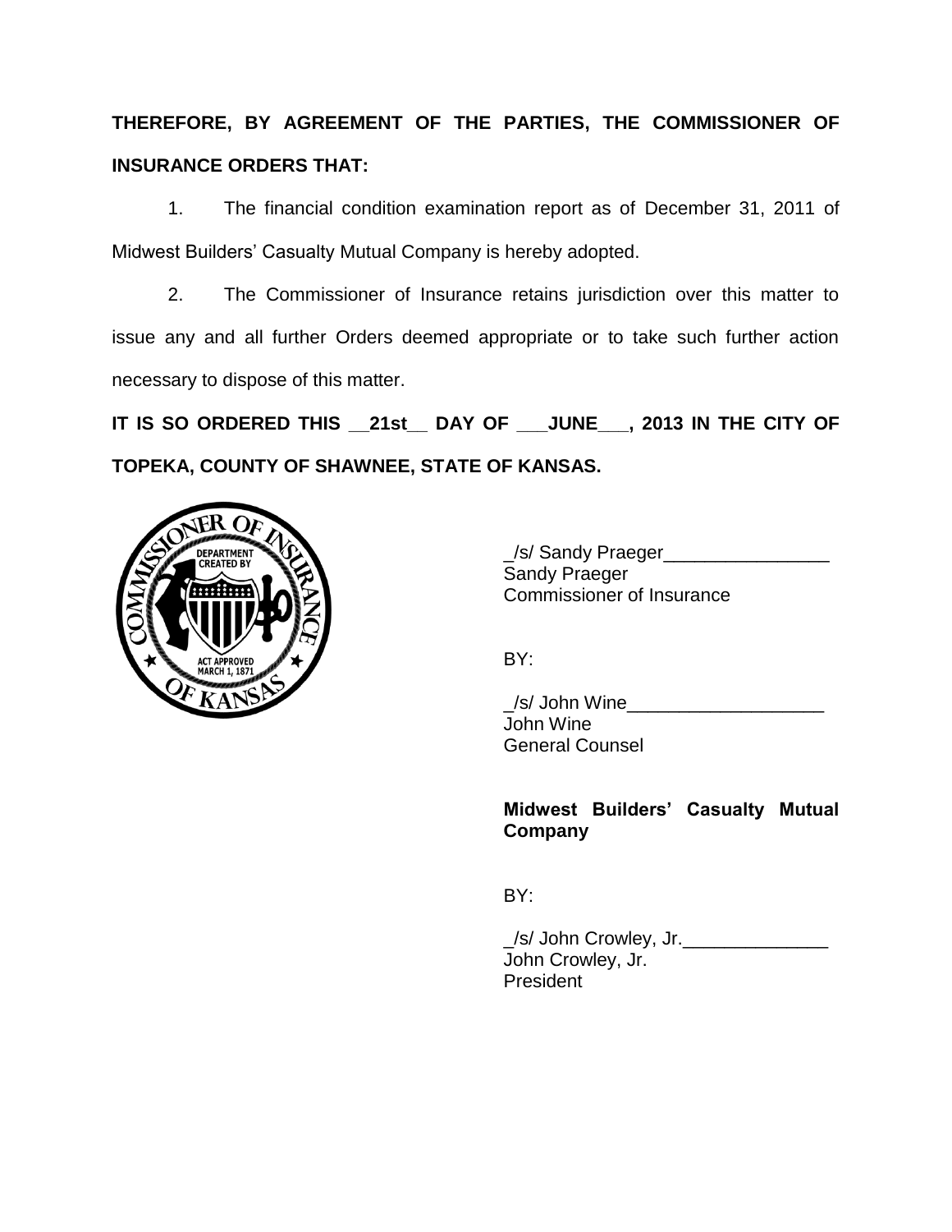**THEREFORE, BY AGREEMENT OF THE PARTIES, THE COMMISSIONER OF INSURANCE ORDERS THAT:**

1. The financial condition examination report as of December 31, 2011 of Midwest Builders' Casualty Mutual Company is hereby adopted.

2. The Commissioner of Insurance retains jurisdiction over this matter to issue any and all further Orders deemed appropriate or to take such further action necessary to dispose of this matter.

**IT IS SO ORDERED THIS __21st__ DAY OF ___JUNE___, 2013 IN THE CITY OF TOPEKA, COUNTY OF SHAWNEE, STATE OF KANSAS.**

_/s/ Sandy Praeger________________
Sandy Praeger
Commissioner of Insurance

BY:

_/s/ John Wine___________________
John Wine
General Counsel

**Midwest Builders' Casualty Mutual Company**

BY:

_/s/ John Crowley, Jr.______________
John Crowley, Jr.
President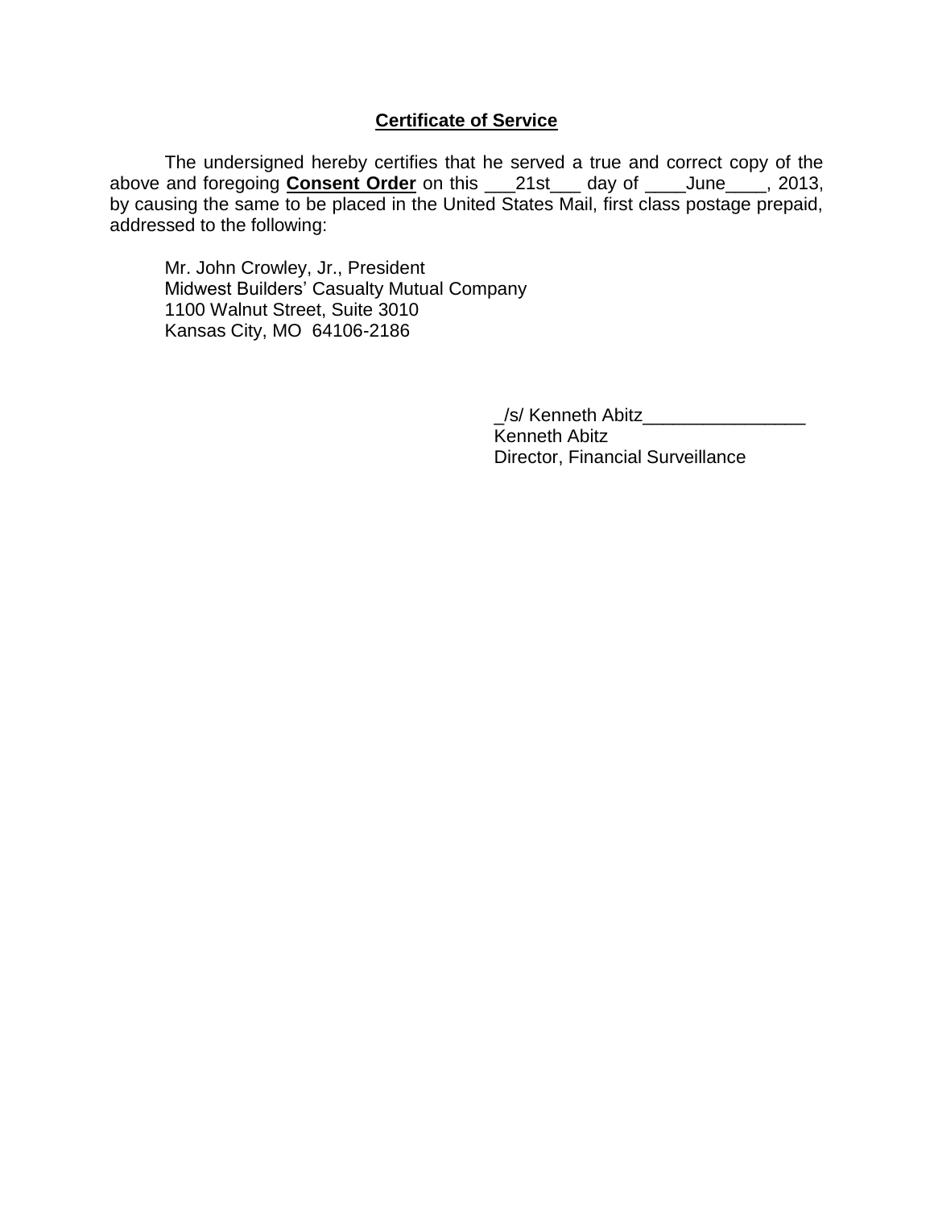**Certificate of Service**

The undersigned hereby certifies that he served a true and correct copy of the above and foregoing **Consent Order** on this ___21st___ day of ____June____, 2013, by causing the same to be placed in the United States Mail, first class postage prepaid, addressed to the following:

Mr. John Crowley, Jr., President
Midwest Builders' Casualty Mutual Company
1100 Walnut Street, Suite 3010
Kansas City, MO 64106-2186

_/s/ Kenneth Abitz________________
Kenneth Abitz
Director, Financial Surveillance